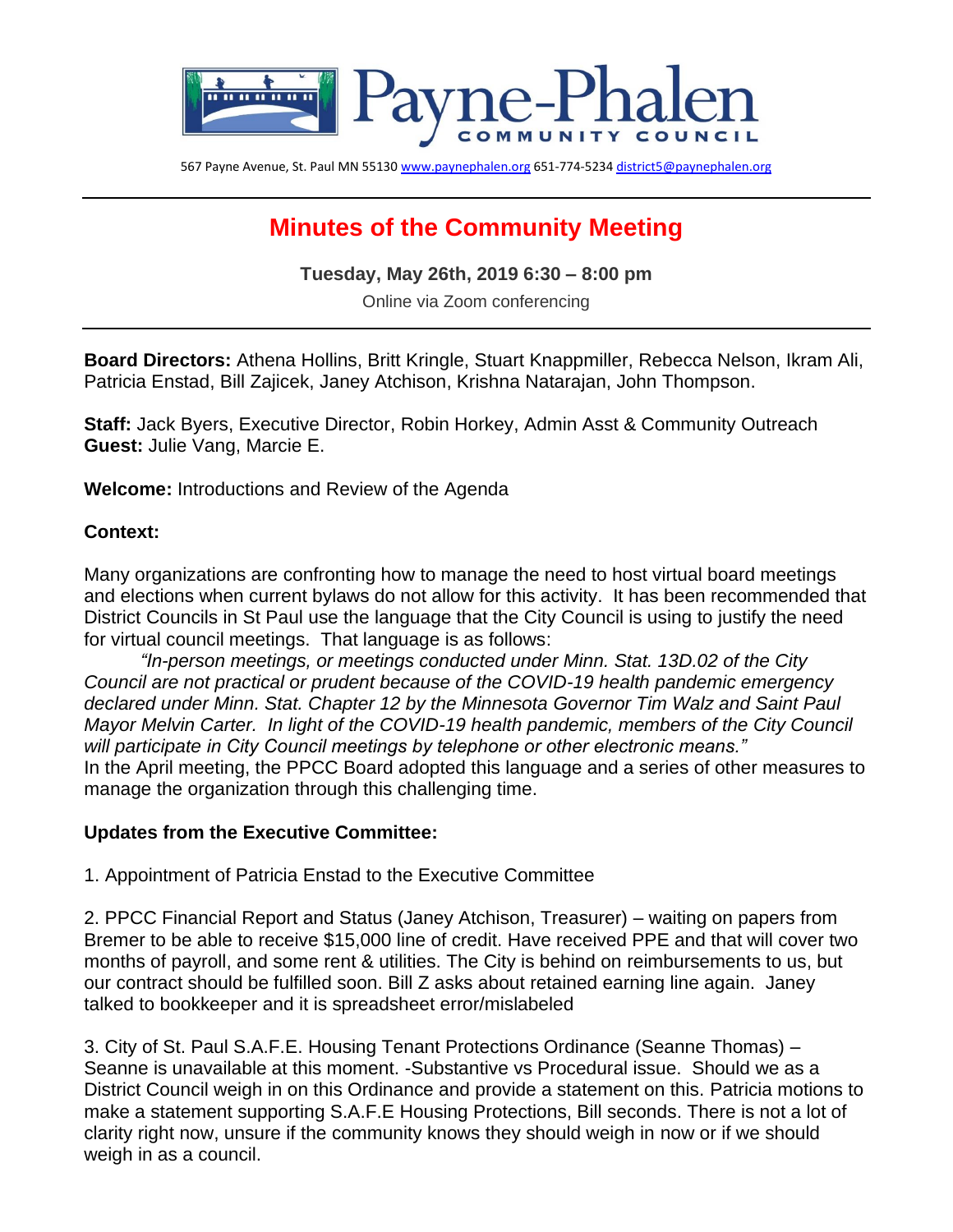Payne-Phalen COMMUNITY COUNCIL

567 Payne Avenue, St. Paul MN 55130 www.paynephalen.org 651-774-5234 district5@paynephalen.org

# Minutes of the Community Meeting

**Tuesday, May 26th, 2019 6:30 – 8:00 pm**

Online via Zoom conferencing

**Board Directors:** Athena Hollins, Britt Kringle, Stuart Knappmiller, Rebecca Nelson, Ikram Ali, Patricia Enstad, Bill Zajicek, Janey Atchison, Krishna Natarajan, John Thompson.

**Staff:** Jack Byers, Executive Director, Robin Horkey, Admin Asst & Community Outreach
**Guest:** Julie Vang, Marcie E.

**Welcome:** Introductions and Review of the Agenda

**Context:**

Many organizations are confronting how to manage the need to host virtual board meetings and elections when current bylaws do not allow for this activity. It has been recommended that District Councils in St Paul use the language that the City Council is using to justify the need for virtual council meetings. That language is as follows:

*"In-person meetings, or meetings conducted under Minn. Stat. 13D.02 of the City Council are not practical or prudent because of the COVID-19 health pandemic emergency declared under Minn. Stat. Chapter 12 by the Minnesota Governor Tim Walz and Saint Paul Mayor Melvin Carter. In light of the COVID-19 health pandemic, members of the City Council will participate in City Council meetings by telephone or other electronic means."*

In the April meeting, the PPCC Board adopted this language and a series of other measures to manage the organization through this challenging time.

**Updates from the Executive Committee:**

1. Appointment of Patricia Enstad to the Executive Committee

2. PPCC Financial Report and Status (Janey Atchison, Treasurer) – waiting on papers from Bremer to be able to receive $15,000 line of credit. Have received PPE and that will cover two months of payroll, and some rent & utilities. The City is behind on reimbursements to us, but our contract should be fulfilled soon. Bill Z asks about retained earning line again. Janey talked to bookkeeper and it is spreadsheet error/mislabeled

3. City of St. Paul S.A.F.E. Housing Tenant Protections Ordinance (Seanne Thomas) – Seanne is unavailable at this moment. -Substantive vs Procedural issue. Should we as a District Council weigh in on this Ordinance and provide a statement on this. Patricia motions to make a statement supporting S.A.F.E Housing Protections, Bill seconds. There is not a lot of clarity right now, unsure if the community knows they should weigh in now or if we should weigh in as a council.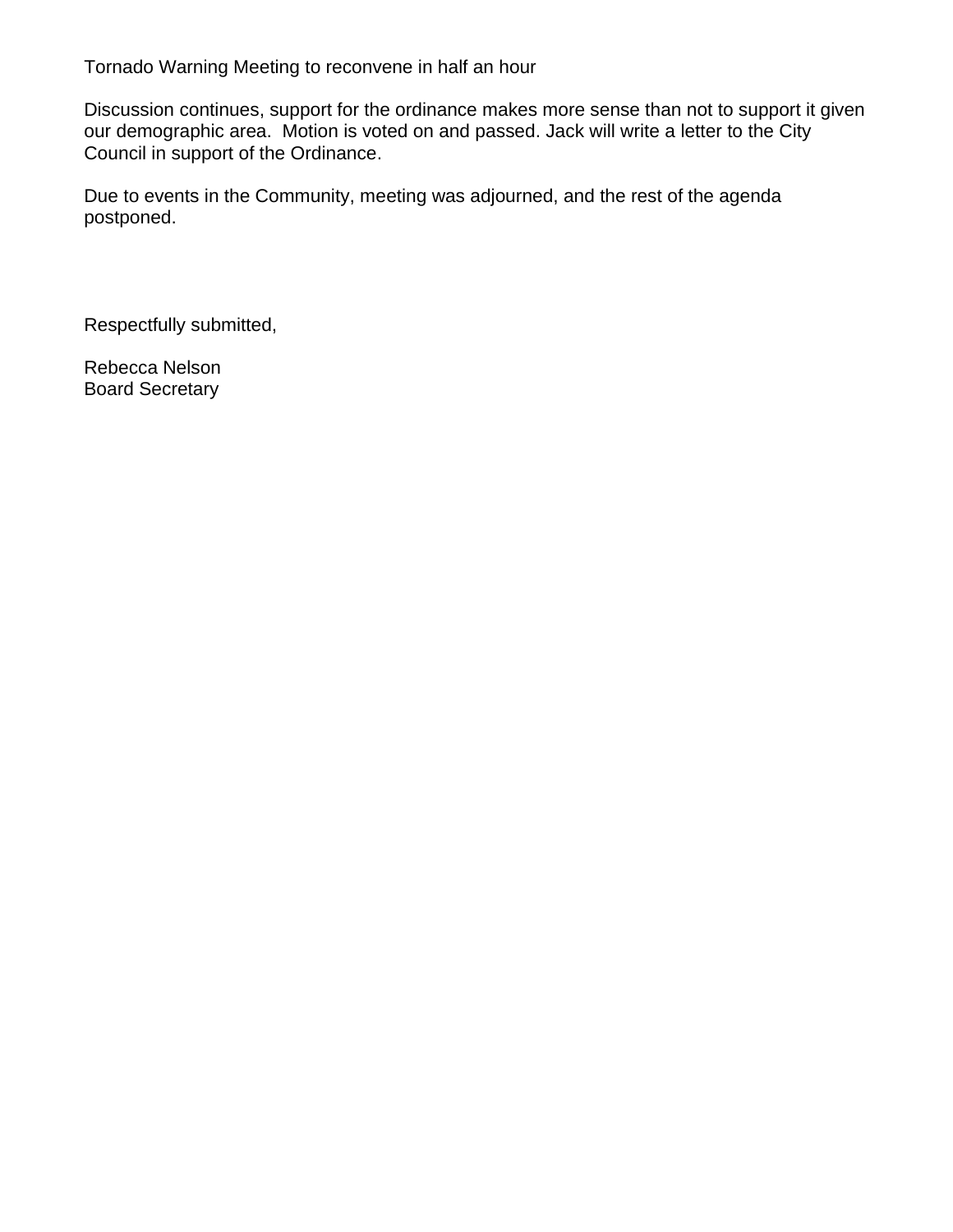Tornado Warning Meeting to reconvene in half an hour

Discussion continues, support for the ordinance makes more sense than not to support it given our demographic area. Motion is voted on and passed. Jack will write a letter to the City Council in support of the Ordinance.

Due to events in the Community, meeting was adjourned, and the rest of the agenda postponed.

Respectfully submitted,

Rebecca Nelson
Board Secretary